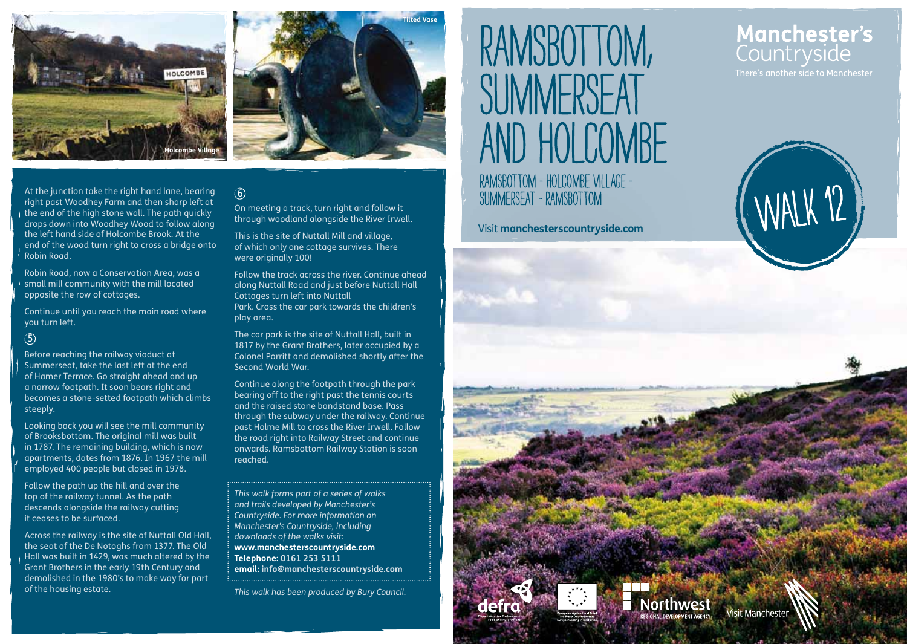At the junction take the right hand lane, bearing right past Woodhey Farm and then sharp left at the end of the high stone wall. The path quickly drops down into Woodhey Wood to follow along the left hand side of Holcombe Brook. At the end of the wood turn right to cross a bridge onto Robin Road.

Robin Road, now a Conservation Area, was a small mill community with the mill located opposite the row of cottages.

Continue until you reach the main road where you turn left.

### 5

Before reaching the railway viaduct at Summerseat, take the last left at the end of Hamer Terrace. Go straight ahead and up a narrow footpath. It soon bears right and becomes a stone-setted footpath which climbs steeply.

Looking back you will see the mill community of Brooksbottom. The original mill was built in 1787. The remaining building, which is now apartments, dates from 1876. In 1967 the mill employed 400 people but closed in 1978.

Follow the path up the hill and over the top of the railway tunnel. As the path descends alongside the railway cutting it ceases to be surfaced.

Across the railway is the site of Nuttall Old Hall, the seat of the De Notoghs from 1377. The Old Hall was built in 1429, was much altered by the Grant Brothers in the early 19th Century and demolished in the 1980's to make way for part of the housing estate.

### 6

On meeting a track, turn right and follow it through woodland alongside the River Irwell.

This is the site of Nuttall Mill and village, of which only one cottage survives. There were originally 100!

Follow the track across the river. Continue ahead along Nuttall Road and just before Nuttall Hall Cottages turn left into Nuttall Park. Cross the car park towards the children's play area.

The car park is the site of Nuttall Hall, built in 1817 by the Grant Brothers, later occupied by a Colonel Porritt and demolished shortly after the Second World War.

Continue along the footpath through the park bearing off to the right past the tennis courts and the raised stone bandstand base. Pass through the subway under the railway. Continue past Holme Mill to cross the River Irwell. Follow the road right into Railway Street and continue onwards. Ramsbottom Railway Station is soon reached.

*This walk forms part of a series of walks and trails developed by Manchester's Countryside. For more information on Manchester's Countryside, including downloads of the walks visit:*
**www.manchesterscountryside.com**
**Telephone: 0161 253 5111**
**email: info@manchesterscountryside.com**

*This walk has been produced by Bury Council.*

Holcombe Village

Tilted Vase

# RAMSBOTTOM, SUMMERSEAT AND HOLCOMBE

## RAMSBOTTOM - HOLCOMBE VILLAGE - SUMMERSEAT - RAMSBOTTOM

Visit **manchesterscountryside.com**

**Manchester's** Countryside

There's another side to Manchester

WALK 12

defra — Department for Environment Food and Rural Affairs

European Agricultural Fund for Rural Development: Europe investing in rural areas

Northwest REGIONAL DEVELOPMENT AGENCY

Visit Manchester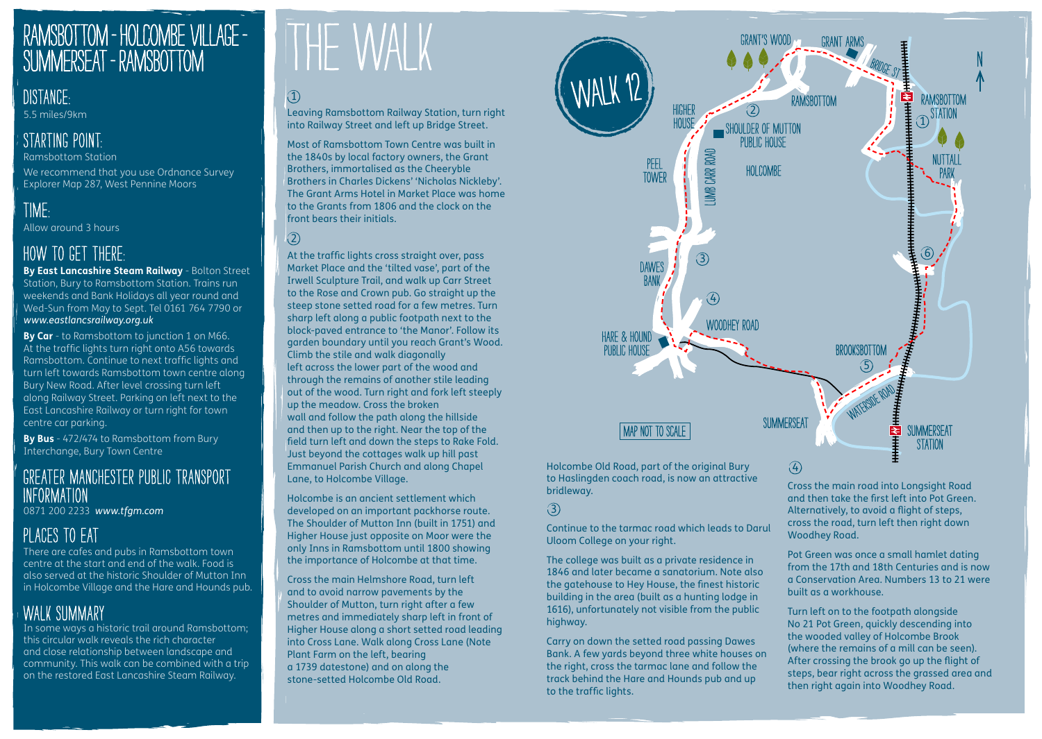# RAMSBOTTOM - HOLCOMBE VILLAGE - SUMMERSEAT - RAMSBOTTOM

## DISTANCE:

5.5 miles/9km

## STARTING POINT:

Ramsbottom Station

We recommend that you use Ordnance Survey Explorer Map 287, West Pennine Moors

## TIME:

Allow around 3 hours

## HOW TO GET THERE:

**By East Lancashire Steam Railway** - Bolton Street Station, Bury to Ramsbottom Station. Trains run weekends and Bank Holidays all year round and Wed-Sun from May to Sept. Tel 0161 764 7790 or *www.eastlancsrailway.org.uk*

**By Car** - to Ramsbottom to junction 1 on M66. At the traffic lights turn right onto A56 towards Ramsbottom. Continue to next traffic lights and turn left towards Ramsbottom town centre along Bury New Road. After level crossing turn left along Railway Street. Parking on left next to the East Lancashire Railway or turn right for town centre car parking.

**By Bus** - 472/474 to Ramsbottom from Bury Interchange, Bury Town Centre

## GREATER MANCHESTER PUBLIC TRANSPORT INFORMATION

0871 200 2233 *www.tfgm.com*

## PLACES TO EAT

There are cafes and pubs in Ramsbottom town centre at the start and end of the walk. Food is also served at the historic Shoulder of Mutton Inn in Holcombe Village and the Hare and Hounds pub.

## WALK SUMMARY

In some ways a historic trail around Ramsbottom; this circular walk reveals the rich character and close relationship between landscape and community. This walk can be combined with a trip on the restored East Lancashire Steam Railway.

# THE WALK

### 1

Leaving Ramsbottom Railway Station, turn right into Railway Street and left up Bridge Street.

Most of Ramsbottom Town Centre was built in the 1840s by local factory owners, the Grant Brothers, immortalised as the Cheeryble Brothers in Charles Dickens' 'Nicholas Nickleby'. The Grant Arms Hotel in Market Place was home to the Grants from 1806 and the clock on the front bears their initials.

### 2

At the traffic lights cross straight over, pass Market Place and the 'tilted vase', part of the Irwell Sculpture Trail, and walk up Carr Street to the Rose and Crown pub. Go straight up the steep stone setted road for a few metres. Turn sharp left along a public footpath next to the block-paved entrance to 'the Manor'. Follow its garden boundary until you reach Grant's Wood. Climb the stile and walk diagonally left across the lower part of the wood and through the remains of another stile leading out of the wood. Turn right and fork left steeply up the meadow. Cross the broken wall and follow the path along the hillside and then up to the right. Near the top of the field turn left and down the steps to Rake Fold. Just beyond the cottages walk up hill past Emmanuel Parish Church and along Chapel Lane, to Holcombe Village.

Holcombe is an ancient settlement which developed on an important packhorse route. The Shoulder of Mutton Inn (built in 1751) and Higher House just opposite on Moor were the only Inns in Ramsbottom until 1800 showing the importance of Holcombe at that time.

Cross the main Helmshore Road, turn left and to avoid narrow pavements by the Shoulder of Mutton, turn right after a few metres and immediately sharp left in front of Higher House along a short setted road leading into Cross Lane. Walk along Cross Lane (Note Plant Farm on the left, bearing a 1739 datestone) and on along the stone-setted Holcombe Old Road.

WALK 12

GRANT'S WOOD
GRANT ARMS
BRIDGE ST
RAMSBOTTOM
RAMSBOTTOM STATION
1
HIGHER HOUSE
2
SHOULDER OF MUTTON PUBLIC HOUSE
HOLCOMBE
PEEL TOWER
LUMB CARR ROAD
NUTTALL PARK
N
DAWES BANK
3
4
6
HARE & HOUND PUBLIC HOUSE
WOODHEY ROAD
BROOKSBOTTOM
5
WATERSIDE ROAD
SUMMERSEAT
SUMMERSEAT STATION
MAP NOT TO SCALE

Holcombe Old Road, part of the original Bury to Haslingden coach road, is now an attractive bridleway.

### 3

Continue to the tarmac road which leads to Darul Uloom College on your right.

The college was built as a private residence in 1846 and later became a sanatorium. Note also the gatehouse to Hey House, the finest historic building in the area (built as a hunting lodge in 1616), unfortunately not visible from the public highway.

Carry on down the setted road passing Dawes Bank. A few yards beyond three white houses on the right, cross the tarmac lane and follow the track behind the Hare and Hounds pub and up to the traffic lights.

### 4

Cross the main road into Longsight Road and then take the first left into Pot Green. Alternatively, to avoid a flight of steps, cross the road, turn left then right down Woodhey Road.

Pot Green was once a small hamlet dating from the 17th and 18th Centuries and is now a Conservation Area. Numbers 13 to 21 were built as a workhouse.

Turn left on to the footpath alongside No 21 Pot Green, quickly descending into the wooded valley of Holcombe Brook (where the remains of a mill can be seen). After crossing the brook go up the flight of steps, bear right across the grassed area and then right again into Woodhey Road.